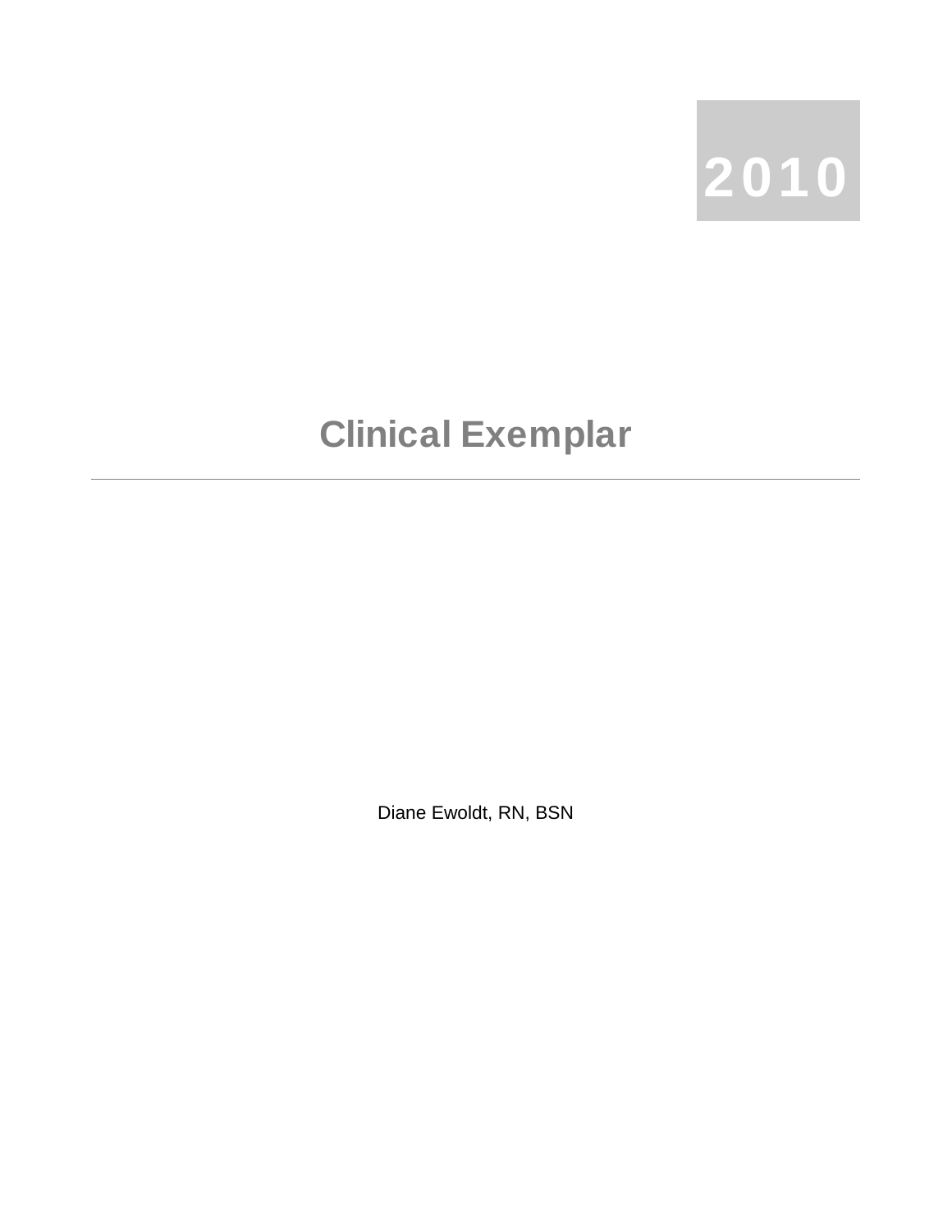2010

# Clinical Exemplar

---

Diane Ewoldt, RN, BSN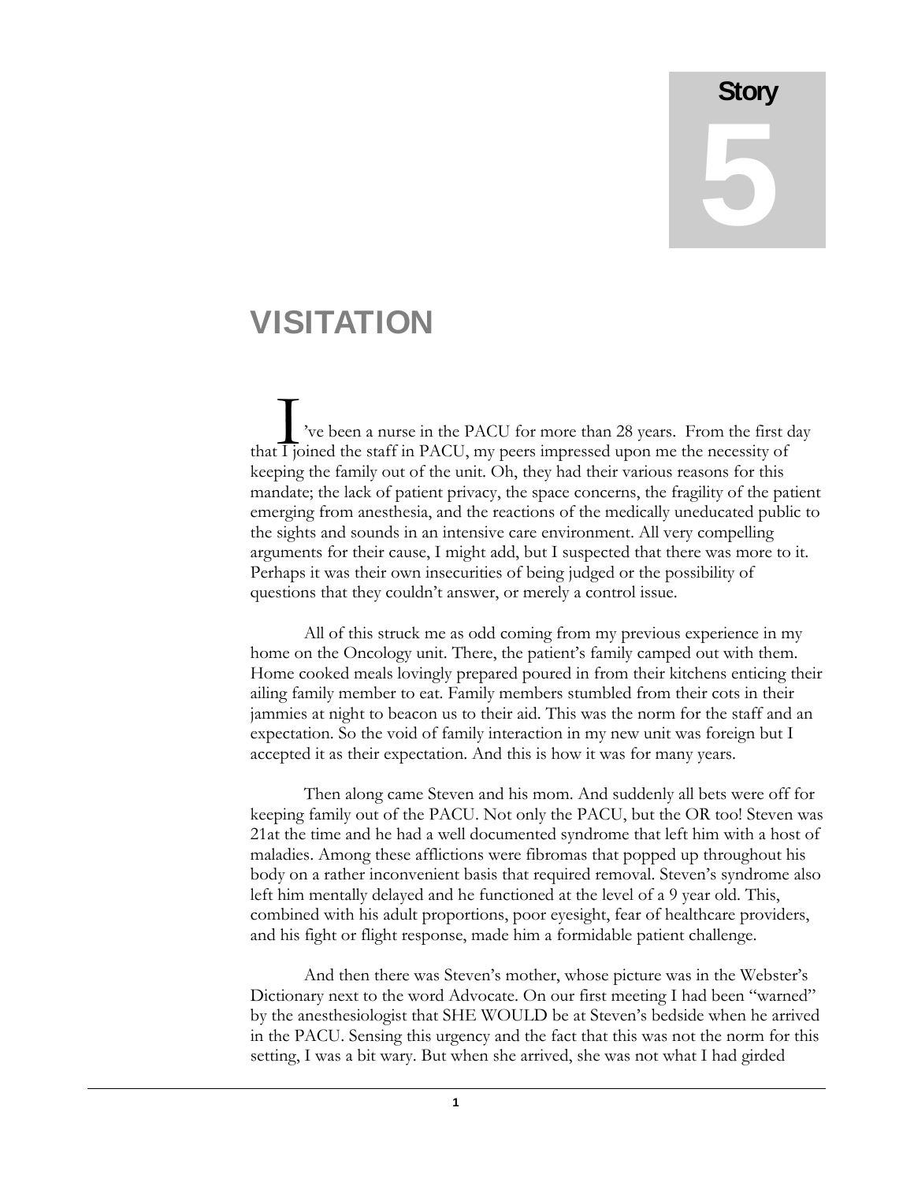# Story 5

# VISITATION

I've been a nurse in the PACU for more than 28 years. From the first day that I joined the staff in PACU, my peers impressed upon me the necessity of keeping the family out of the unit. Oh, they had their various reasons for this mandate; the lack of patient privacy, the space concerns, the fragility of the patient emerging from anesthesia, and the reactions of the medically uneducated public to the sights and sounds in an intensive care environment. All very compelling arguments for their cause, I might add, but I suspected that there was more to it. Perhaps it was their own insecurities of being judged or the possibility of questions that they couldn't answer, or merely a control issue.

All of this struck me as odd coming from my previous experience in my home on the Oncology unit. There, the patient's family camped out with them. Home cooked meals lovingly prepared poured in from their kitchens enticing their ailing family member to eat. Family members stumbled from their cots in their jammies at night to beacon us to their aid. This was the norm for the staff and an expectation. So the void of family interaction in my new unit was foreign but I accepted it as their expectation. And this is how it was for many years.

Then along came Steven and his mom. And suddenly all bets were off for keeping family out of the PACU. Not only the PACU, but the OR too! Steven was 21at the time and he had a well documented syndrome that left him with a host of maladies. Among these afflictions were fibromas that popped up throughout his body on a rather inconvenient basis that required removal. Steven's syndrome also left him mentally delayed and he functioned at the level of a 9 year old. This, combined with his adult proportions, poor eyesight, fear of healthcare providers, and his fight or flight response, made him a formidable patient challenge.

And then there was Steven's mother, whose picture was in the Webster's Dictionary next to the word Advocate. On our first meeting I had been "warned" by the anesthesiologist that SHE WOULD be at Steven's bedside when he arrived in the PACU. Sensing this urgency and the fact that this was not the norm for this setting, I was a bit wary. But when she arrived, she was not what I had girded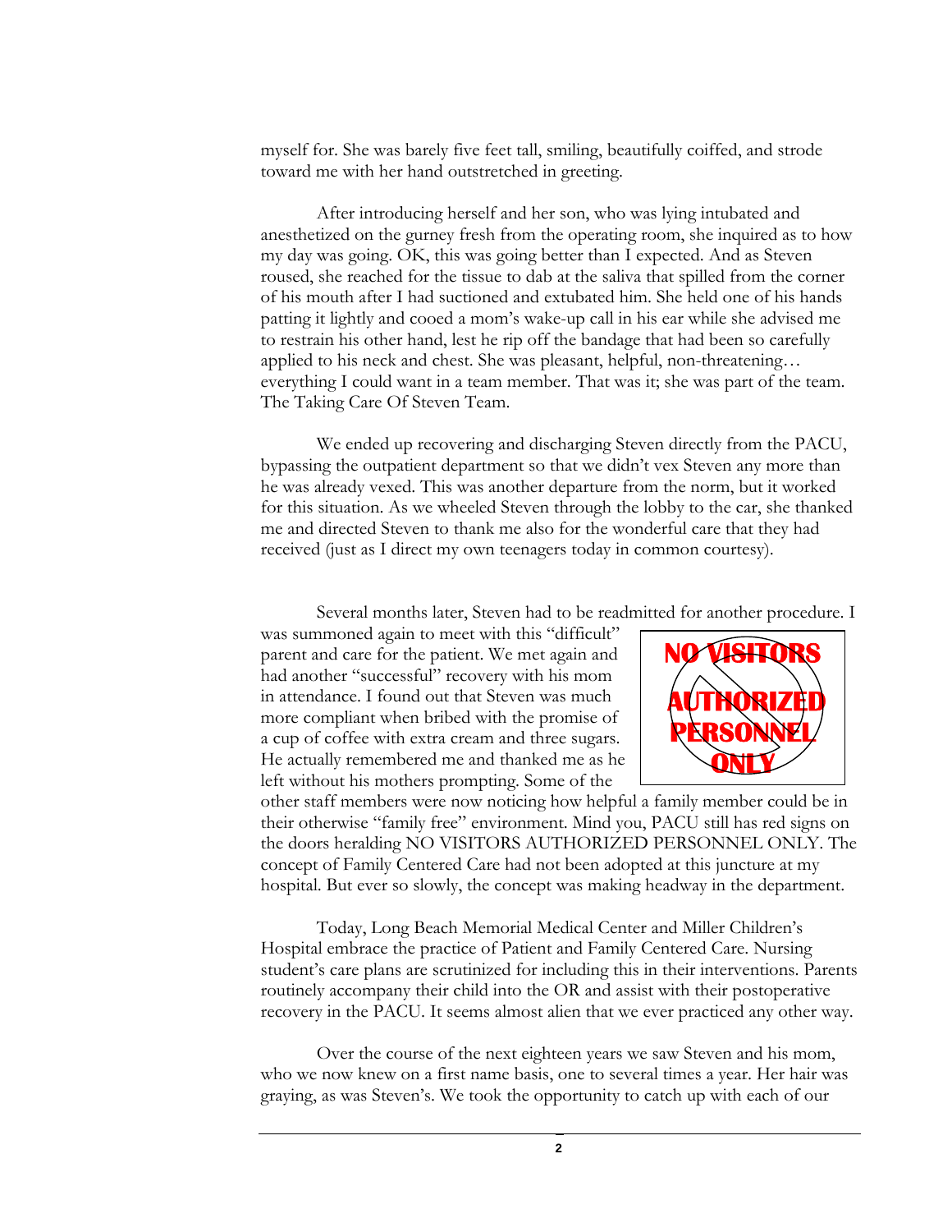myself for. She was barely five feet tall, smiling, beautifully coiffed, and strode toward me with her hand outstretched in greeting.

After introducing herself and her son, who was lying intubated and anesthetized on the gurney fresh from the operating room, she inquired as to how my day was going. OK, this was going better than I expected. And as Steven roused, she reached for the tissue to dab at the saliva that spilled from the corner of his mouth after I had suctioned and extubated him. She held one of his hands patting it lightly and cooed a mom's wake-up call in his ear while she advised me to restrain his other hand, lest he rip off the bandage that had been so carefully applied to his neck and chest. She was pleasant, helpful, non-threatening… everything I could want in a team member. That was it; she was part of the team. The Taking Care Of Steven Team.

We ended up recovering and discharging Steven directly from the PACU, bypassing the outpatient department so that we didn't vex Steven any more than he was already vexed. This was another departure from the norm, but it worked for this situation. As we wheeled Steven through the lobby to the car, she thanked me and directed Steven to thank me also for the wonderful care that they had received (just as I direct my own teenagers today in common courtesy).

Several months later, Steven had to be readmitted for another procedure. I was summoned again to meet with this "difficult" parent and care for the patient. We met again and had another "successful" recovery with his mom in attendance. I found out that Steven was much more compliant when bribed with the promise of a cup of coffee with extra cream and three sugars. He actually remembered me and thanked me as he left without his mothers prompting. Some of the other staff members were now noticing how helpful a family member could be in their otherwise "family free" environment. Mind you, PACU still has red signs on the doors heralding NO VISITORS AUTHORIZED PERSONNEL ONLY. The concept of Family Centered Care had not been adopted at this juncture at my hospital. But ever so slowly, the concept was making headway in the department.

NO VISITORS AUTHORIZED PERSONNEL ONLY

Today, Long Beach Memorial Medical Center and Miller Children's Hospital embrace the practice of Patient and Family Centered Care. Nursing student's care plans are scrutinized for including this in their interventions. Parents routinely accompany their child into the OR and assist with their postoperative recovery in the PACU. It seems almost alien that we ever practiced any other way.

Over the course of the next eighteen years we saw Steven and his mom, who we now knew on a first name basis, one to several times a year. Her hair was graying, as was Steven's. We took the opportunity to catch up with each of our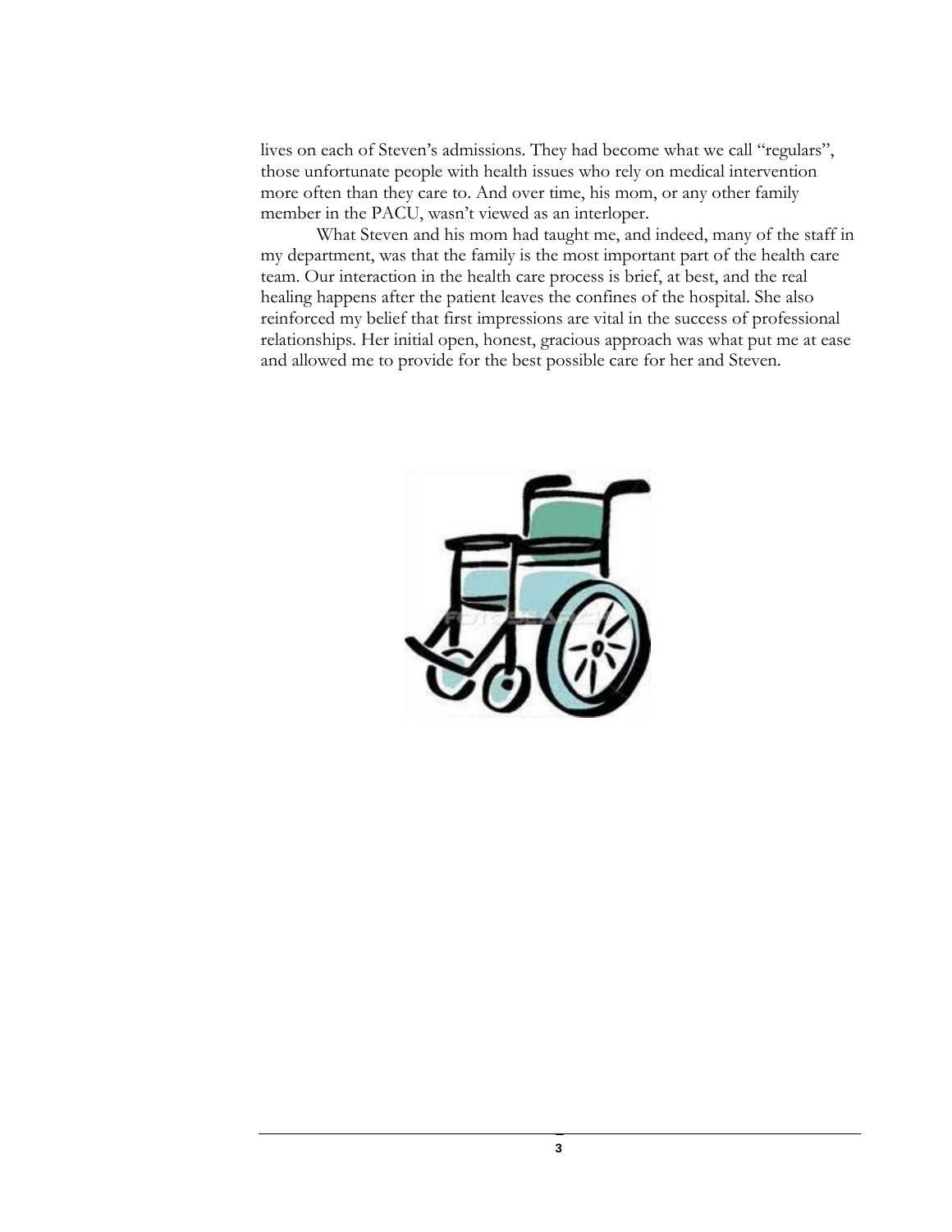lives on each of Steven's admissions. They had become what we call "regulars", those unfortunate people with health issues who rely on medical intervention more often than they care to. And over time, his mom, or any other family member in the PACU, wasn't viewed as an interloper.

What Steven and his mom had taught me, and indeed, many of the staff in my department, was that the family is the most important part of the health care team. Our interaction in the health care process is brief, at best, and the real healing happens after the patient leaves the confines of the hospital. She also reinforced my belief that first impressions are vital in the success of professional relationships. Her initial open, honest, gracious approach was what put me at ease and allowed me to provide for the best possible care for her and Steven.